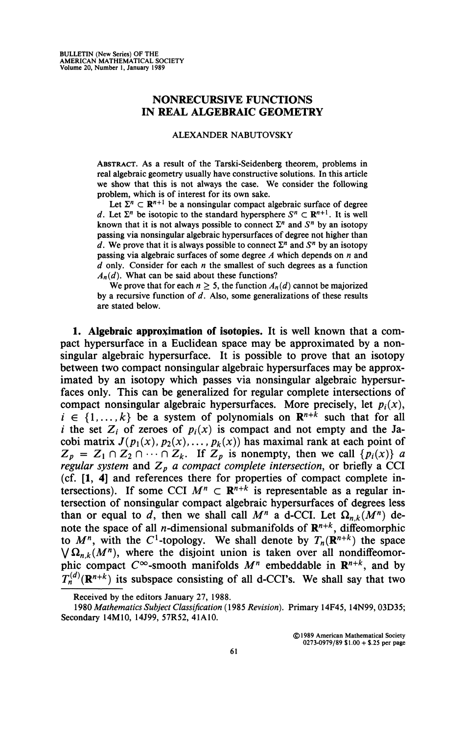# NONRECURSIVE FUNCTIONS IN REAL ALGEBRAIC GEOMETRY

ALEXANDER NABUTOVSKY

ABSTRACT. As a result of the Tarski-Seidenberg theorem, problems in real algebraic geometry usually have constructive solutions. In this article we show that this is not always the case. We consider the following problem, which is of interest for its own sake.

Let $\Sigma^n \subset \mathbf{R}^{n+1}$ be a nonsingular compact algebraic surface of degree $d$. Let $\Sigma^n$ be isotopic to the standard hypersphere $S^n \subset \mathbf{R}^{n+1}$. It is well known that it is not always possible to connect $\Sigma^n$ and $S^n$ by an isotopy passing via nonsingular algebraic hypersurfaces of degree not higher than $d$. We prove that it is always possible to connect $\Sigma^n$ and $S^n$ by an isotopy passing via algebraic surfaces of some degree $A$ which depends on $n$ and $d$ only. Consider for each $n$ the smallest of such degrees as a function $A_n(d)$. What can be said about these functions?

We prove that for each $n \geq 5$, the function $A_n(d)$ cannot be majorized by a recursive function of $d$. Also, some generalizations of these results are stated below.

**1. Algebraic approximation of isotopies.** It is well known that a compact hypersurface in a Euclidean space may be approximated by a nonsingular algebraic hypersurface. It is possible to prove that an isotopy between two compact nonsingular algebraic hypersurfaces may be approximated by an isotopy which passes via nonsingular algebraic hypersurfaces only. This can be generalized for regular complete intersections of compact nonsingular algebraic hypersurfaces. More precisely, let $p_i(x)$, $i \in \{1, \ldots, k\}$ be a system of polynomials on $\mathbf{R}^{n+k}$ such that for all $i$ the set $Z_i$ of zeroes of $p_i(x)$ is compact and not empty and the Jacobi matrix $J(p_1(x), p_2(x), \ldots, p_k(x))$ has maximal rank at each point of $Z_p = Z_1 \cap Z_2 \cap \cdots \cap Z_k$. If $Z_p$ is nonempty, then we call $\{p_i(x)\}$ *a regular system* and $Z_p$ *a compact complete intersection*, or briefly a CCI (cf. **[1, 4]** and references there for properties of compact complete intersections). If some CCI $M^n \subset \mathbf{R}^{n+k}$ is representable as a regular intersection of nonsingular compact algebraic hypersurfaces of degrees less than or equal to $d$, then we shall call $M^n$ a d-CCI. Let $\Omega_{n,k}(M^n)$ denote the space of all $n$-dimensional submanifolds of $\mathbf{R}^{n+k}$, diffeomorphic to $M^n$, with the $C^1$-topology. We shall denote by $T_n(\mathbf{R}^{n+k})$ the space $\bigvee \Omega_{n,k}(M^n)$, where the disjoint union is taken over all nondiffeomorphic compact $C^\infty$-smooth manifolds $M^n$ embeddable in $\mathbf{R}^{n+k}$, and by $T_n^{(d)}(\mathbf{R}^{n+k})$ its subspace consisting of all d-CCI's. We shall say that two

Received by the editors January 27, 1988.

1980 *Mathematics Subject Classification* (1985 *Revision*). Primary 14F45, 14N99, 03D35; Secondary 14M10, 14J99, 57R52, 41A10.

©1989 American Mathematical Society
0273-0979/89 \$1.00 + \$.25 per page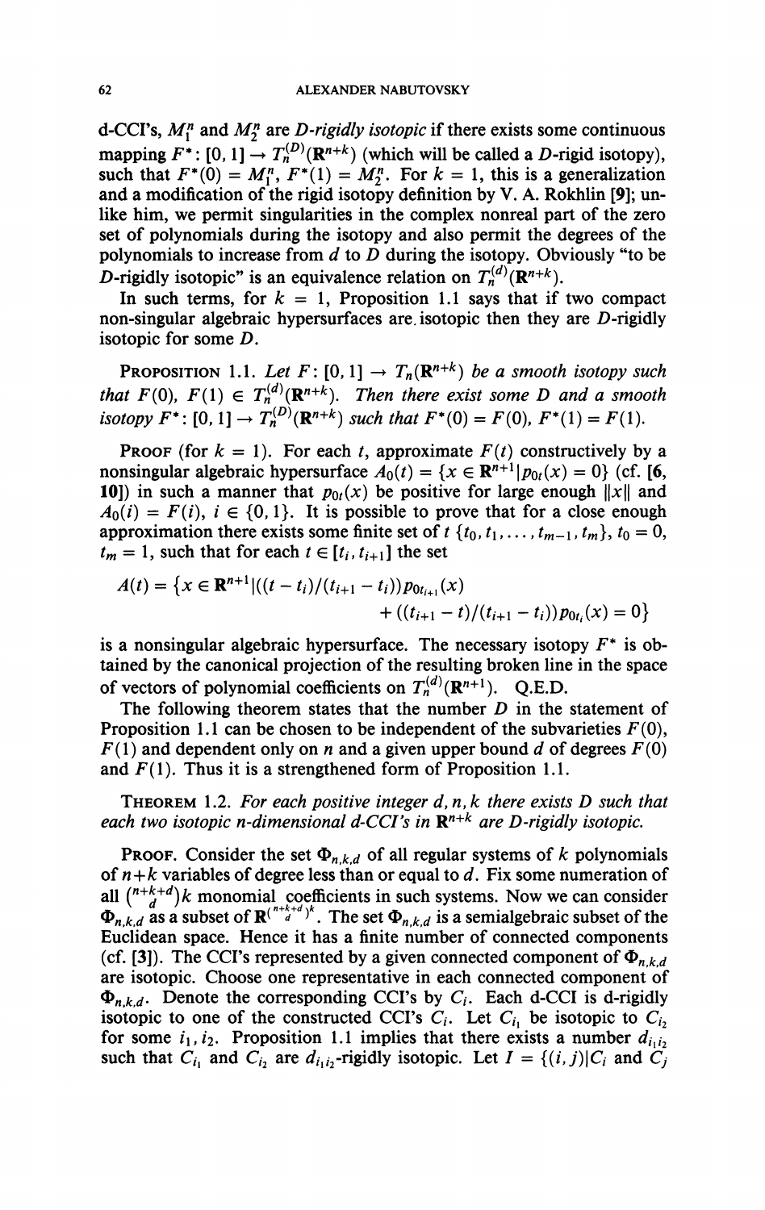d-CCI's, $M_1^n$ and $M_2^n$ are *D-rigidly isotopic* if there exists some continuous mapping $F^*: [0,1] \to T_n^{(D)}(\mathbf{R}^{n+k})$ (which will be called a *D*-rigid isotopy), such that $F^*(0) = M_1^n$, $F^*(1) = M_2^n$. For $k = 1$, this is a generalization and a modification of the rigid isotopy definition by V. A. Rokhlin [9]; unlike him, we permit singularities in the complex nonreal part of the zero set of polynomials during the isotopy and also permit the degrees of the polynomials to increase from $d$ to $D$ during the isotopy. Obviously "to be $D$-rigidly isotopic" is an equivalence relation on $T_n^{(d)}(\mathbf{R}^{n+k})$.

In such terms, for $k = 1$, Proposition 1.1 says that if two compact non-singular algebraic hypersurfaces are isotopic then they are $D$-rigidly isotopic for some $D$.

PROPOSITION 1.1. *Let $F: [0,1] \to T_n(\mathbf{R}^{n+k})$ be a smooth isotopy such that $F(0)$, $F(1) \in T_n^{(d)}(\mathbf{R}^{n+k})$. Then there exist some $D$ and a smooth isotopy $F^*: [0,1] \to T_n^{(D)}(\mathbf{R}^{n+k})$ such that $F^*(0) = F(0)$, $F^*(1) = F(1)$.*

PROOF (for $k = 1$). For each $t$, approximate $F(t)$ constructively by a nonsingular algebraic hypersurface $A_0(t) = \{x \in \mathbf{R}^{n+1} | p_{0t}(x) = 0\}$ (cf. [6, 10]) in such a manner that $p_{0t}(x)$ be positive for large enough $\|x\|$ and $A_0(i) = F(i)$, $i \in \{0, 1\}$. It is possible to prove that for a close enough approximation there exists some finite set of $t$ $\{t_0, t_1, \ldots, t_{m-1}, t_m\}$, $t_0 = 0$, $t_m = 1$, such that for each $t \in [t_i, t_{i+1}]$ the set

$$A(t) = \{x \in \mathbf{R}^{n+1} | ((t - t_i)/(t_{i+1} - t_i)) p_{0t_{i+1}}(x) + ((t_{i+1} - t)/(t_{i+1} - t_i)) p_{0t_i}(x) = 0\}$$

is a nonsingular algebraic hypersurface. The necessary isotopy $F^*$ is obtained by the canonical projection of the resulting broken line in the space of vectors of polynomial coefficients on $T_n^{(d)}(\mathbf{R}^{n+1})$. Q.E.D.

The following theorem states that the number $D$ in the statement of Proposition 1.1 can be chosen to be independent of the subvarieties $F(0)$, $F(1)$ and dependent only on $n$ and a given upper bound $d$ of degrees $F(0)$ and $F(1)$. Thus it is a strengthened form of Proposition 1.1.

THEOREM 1.2. *For each positive integer $d, n, k$ there exists $D$ such that each two isotopic $n$-dimensional $d$-CCI's in $\mathbf{R}^{n+k}$ are $D$-rigidly isotopic.*

PROOF. Consider the set $\Phi_{n,k,d}$ of all regular systems of $k$ polynomials of $n+k$ variables of degree less than or equal to $d$. Fix some numeration of all $\binom{n+k+d}{d}k$ monomial coefficients in such systems. Now we can consider $\Phi_{n,k,d}$ as a subset of $\mathbf{R}^{\binom{n+k+d}{d}k}$. The set $\Phi_{n,k,d}$ is a semialgebraic subset of the Euclidean space. Hence it has a finite number of connected components (cf. [3]). The CCI's represented by a given connected component of $\Phi_{n,k,d}$ are isotopic. Choose one representative in each connected component of $\Phi_{n,k,d}$. Denote the corresponding CCI's by $C_i$. Each d-CCI is d-rigidly isotopic to one of the constructed CCI's $C_i$. Let $C_{i_1}$ be isotopic to $C_{i_2}$ for some $i_1, i_2$. Proposition 1.1 implies that there exists a number $d_{i_1 i_2}$ such that $C_{i_1}$ and $C_{i_2}$ are $d_{i_1 i_2}$-rigidly isotopic. Let $I = \{(i,j) | C_i$ and $C_j$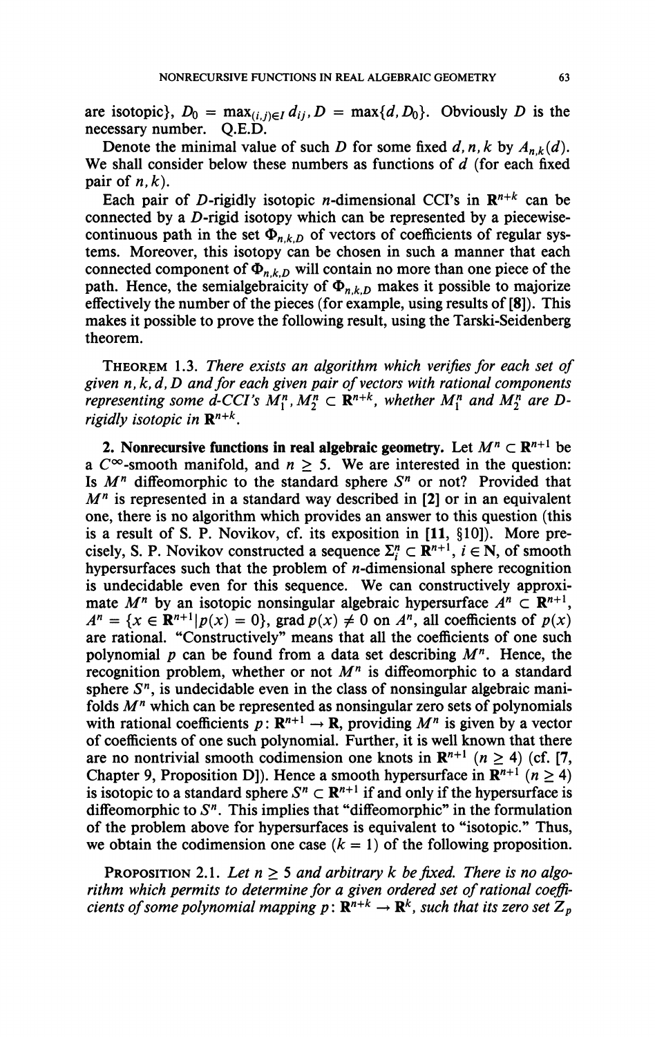are isotopic}, $D_0 = \max_{(i,j)\in I} d_{ij}$, $D = \max\{d, D_0\}$. Obviously $D$ is the necessary number. Q.E.D.

Denote the minimal value of such $D$ for some fixed $d, n, k$ by $A_{n,k}(d)$. We shall consider below these numbers as functions of $d$ (for each fixed pair of $n, k$).

Each pair of $D$-rigidly isotopic $n$-dimensional CCI's in $\mathbf{R}^{n+k}$ can be connected by a $D$-rigid isotopy which can be represented by a piecewise-continuous path in the set $\Phi_{n,k,D}$ of vectors of coefficients of regular systems. Moreover, this isotopy can be chosen in such a manner that each connected component of $\Phi_{n,k,D}$ will contain no more than one piece of the path. Hence, the semialgebraicity of $\Phi_{n,k,D}$ makes it possible to majorize effectively the number of the pieces (for example, using results of **[8]**). This makes it possible to prove the following result, using the Tarski-Seidenberg theorem.

THEOREM 1.3. *There exists an algorithm which verifies for each set of given $n, k, d, D$ and for each given pair of vectors with rational components representing some $d$-CCI's $M_1^n, M_2^n \subset \mathbf{R}^{n+k}$, whether $M_1^n$ and $M_2^n$ are $D$-rigidly isotopic in $\mathbf{R}^{n+k}$.*

**2. Nonrecursive functions in real algebraic geometry.** Let $M^n \subset \mathbf{R}^{n+1}$ be a $C^\infty$-smooth manifold, and $n \geq 5$. We are interested in the question: Is $M^n$ diffeomorphic to the standard sphere $S^n$ or not? Provided that $M^n$ is represented in a standard way described in **[2]** or in an equivalent one, there is no algorithm which provides an answer to this question (this is a result of S. P. Novikov, cf. its exposition in **[11**, §10**]**). More precisely, S. P. Novikov constructed a sequence $\Sigma_i^n \subset \mathbf{R}^{n+1}$, $i \in \mathbf{N}$, of smooth hypersurfaces such that the problem of $n$-dimensional sphere recognition is undecidable even for this sequence. We can constructively approximate $M^n$ by an isotopic nonsingular algebraic hypersurface $A^n \subset \mathbf{R}^{n+1}$, $A^n = \{x \in \mathbf{R}^{n+1} | p(x) = 0\}$, $\operatorname{grad} p(x) \neq 0$ on $A^n$, all coefficients of $p(x)$ are rational. "Constructively" means that all the coefficients of one such polynomial $p$ can be found from a data set describing $M^n$. Hence, the recognition problem, whether or not $M^n$ is diffeomorphic to a standard sphere $S^n$, is undecidable even in the class of nonsingular algebraic manifolds $M^n$ which can be represented as nonsingular zero sets of polynomials with rational coefficients $p: \mathbf{R}^{n+1} \to \mathbf{R}$, providing $M^n$ is given by a vector of coefficients of one such polynomial. Further, it is well known that there are no nontrivial smooth codimension one knots in $\mathbf{R}^{n+1}$ ($n \geq 4$) (cf. **[7**, Chapter 9, Proposition D**]**). Hence a smooth hypersurface in $\mathbf{R}^{n+1}$ ($n \geq 4$) is isotopic to a standard sphere $S^n \subset \mathbf{R}^{n+1}$ if and only if the hypersurface is diffeomorphic to $S^n$. This implies that "diffeomorphic" in the formulation of the problem above for hypersurfaces is equivalent to "isotopic." Thus, we obtain the codimension one case ($k = 1$) of the following proposition.

PROPOSITION 2.1. *Let $n \geq 5$ and arbitrary $k$ be fixed. There is no algorithm which permits to determine for a given ordered set of rational coefficients of some polynomial mapping $p: \mathbf{R}^{n+k} \to \mathbf{R}^k$, such that its zero set $Z_p$*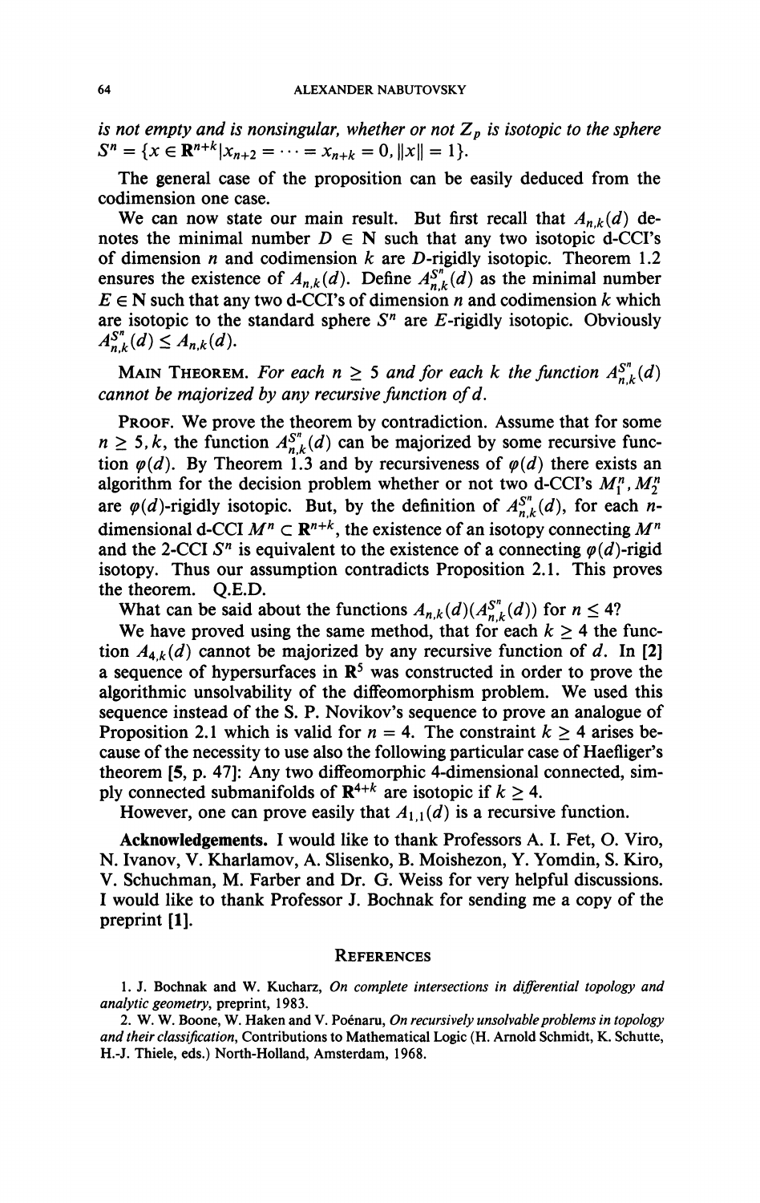*is not empty and is nonsingular, whether or not $Z_p$ is isotopic to the sphere $S^n = \{x \in \mathbf{R}^{n+k} | x_{n+2} = \cdots = x_{n+k} = 0, \|x\| = 1\}$.*

The general case of the proposition can be easily deduced from the codimension one case.

We can now state our main result. But first recall that $A_{n,k}(d)$ denotes the minimal number $D \in \mathbf{N}$ such that any two isotopic d-CCI's of dimension $n$ and codimension $k$ are $D$-rigidly isotopic. Theorem 1.2 ensures the existence of $A_{n,k}(d)$. Define $A^{S^n}_{n,k}(d)$ as the minimal number $E \in \mathbf{N}$ such that any two d-CCI's of dimension $n$ and codimension $k$ which are isotopic to the standard sphere $S^n$ are $E$-rigidly isotopic. Obviously $A^{S^n}_{n,k}(d) \leq A_{n,k}(d)$.

Main Theorem. *For each $n \geq 5$ and for each $k$ the function $A^{S^n}_{n,k}(d)$ cannot be majorized by any recursive function of $d$.*

Proof. We prove the theorem by contradiction. Assume that for some $n \geq 5, k$, the function $A^{S^n}_{n,k}(d)$ can be majorized by some recursive function $\varphi(d)$. By Theorem 1.3 and by recursiveness of $\varphi(d)$ there exists an algorithm for the decision problem whether or not two d-CCI's $M^n_1, M^n_2$ are $\varphi(d)$-rigidly isotopic. But, by the definition of $A^{S^n}_{n,k}(d)$, for each $n$-dimensional d-CCI $M^n \subset \mathbf{R}^{n+k}$, the existence of an isotopy connecting $M^n$ and the 2-CCI $S^n$ is equivalent to the existence of a connecting $\varphi(d)$-rigid isotopy. Thus our assumption contradicts Proposition 2.1. This proves the theorem. Q.E.D.

What can be said about the functions $A_{n,k}(d)(A^{S^n}_{n,k}(d))$ for $n \leq 4$?

We have proved using the same method, that for each $k \geq 4$ the function $A_{4,k}(d)$ cannot be majorized by any recursive function of $d$. In [2] a sequence of hypersurfaces in $\mathbf{R}^5$ was constructed in order to prove the algorithmic unsolvability of the diffeomorphism problem. We used this sequence instead of the S. P. Novikov's sequence to prove an analogue of Proposition 2.1 which is valid for $n = 4$. The constraint $k \geq 4$ arises because of the necessity to use also the following particular case of Haefliger's theorem [5, p. 47]: Any two diffeomorphic 4-dimensional connected, simply connected submanifolds of $\mathbf{R}^{4+k}$ are isotopic if $k \geq 4$.

However, one can prove easily that $A_{1,1}(d)$ is a recursive function.

**Acknowledgements.** I would like to thank Professors A. I. Fet, O. Viro, N. Ivanov, V. Kharlamov, A. Slisenko, B. Moishezon, Y. Yomdin, S. Kiro, V. Schuchman, M. Farber and Dr. G. Weiss for very helpful discussions. I would like to thank Professor J. Bochnak for sending me a copy of the preprint [1].

## References

1. J. Bochnak and W. Kucharz, *On complete intersections in differential topology and analytic geometry*, preprint, 1983.
2. W. W. Boone, W. Haken and V. Poénaru, *On recursively unsolvable problems in topology and their classification*, Contributions to Mathematical Logic (H. Arnold Schmidt, K. Schutte, H.-J. Thiele, eds.) North-Holland, Amsterdam, 1968.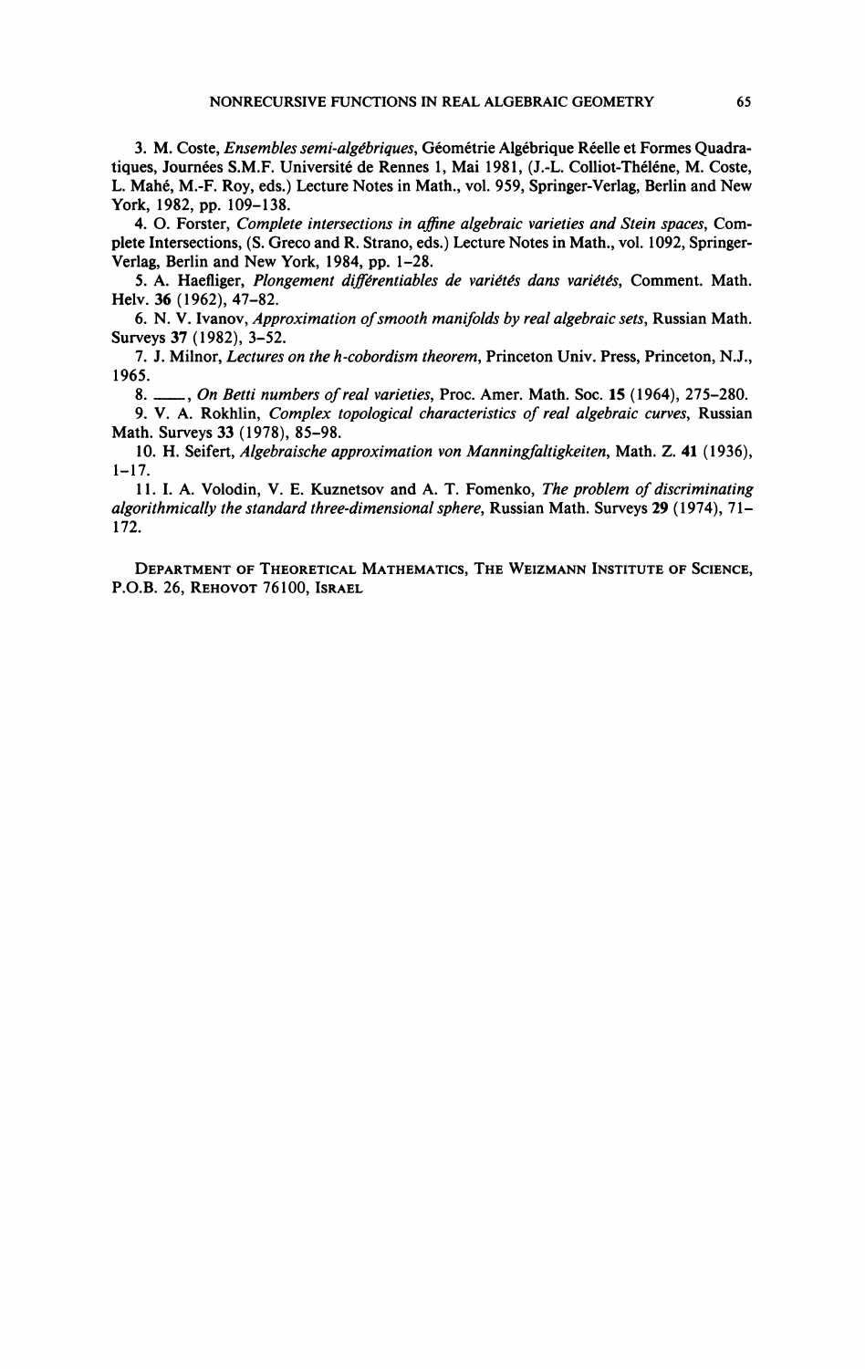3. M. Coste, *Ensembles semi-algébriques*, Géométrie Algébrique Réelle et Formes Quadratiques, Journées S.M.F. Université de Rennes 1, Mai 1981, (J.-L. Colliot-Théléne, M. Coste, L. Mahé, M.-F. Roy, eds.) Lecture Notes in Math., vol. 959, Springer-Verlag, Berlin and New York, 1982, pp. 109–138.

4. O. Forster, *Complete intersections in affine algebraic varieties and Stein spaces*, Complete Intersections, (S. Greco and R. Strano, eds.) Lecture Notes in Math., vol. 1092, Springer-Verlag, Berlin and New York, 1984, pp. 1–28.

5. A. Haefliger, *Plongement différentiables de variétés dans variétés*, Comment. Math. Helv. **36** (1962), 47–82.

6. N. V. Ivanov, *Approximation of smooth manifolds by real algebraic sets*, Russian Math. Surveys **37** (1982), 3–52.

7. J. Milnor, *Lectures on the h-cobordism theorem*, Princeton Univ. Press, Princeton, N.J., 1965.

8. ——, *On Betti numbers of real varieties*, Proc. Amer. Math. Soc. **15** (1964), 275–280.

9. V. A. Rokhlin, *Complex topological characteristics of real algebraic curves*, Russian Math. Surveys **33** (1978), 85–98.

10. H. Seifert, *Algebraische approximation von Manningfaltigkeiten*, Math. Z. **41** (1936), 1–17.

11. I. A. Volodin, V. E. Kuznetsov and A. T. Fomenko, *The problem of discriminating algorithmically the standard three-dimensional sphere*, Russian Math. Surveys **29** (1974), 71–172.

DEPARTMENT OF THEORETICAL MATHEMATICS, THE WEIZMANN INSTITUTE OF SCIENCE, P.O.B. 26, REHOVOT 76100, ISRAEL